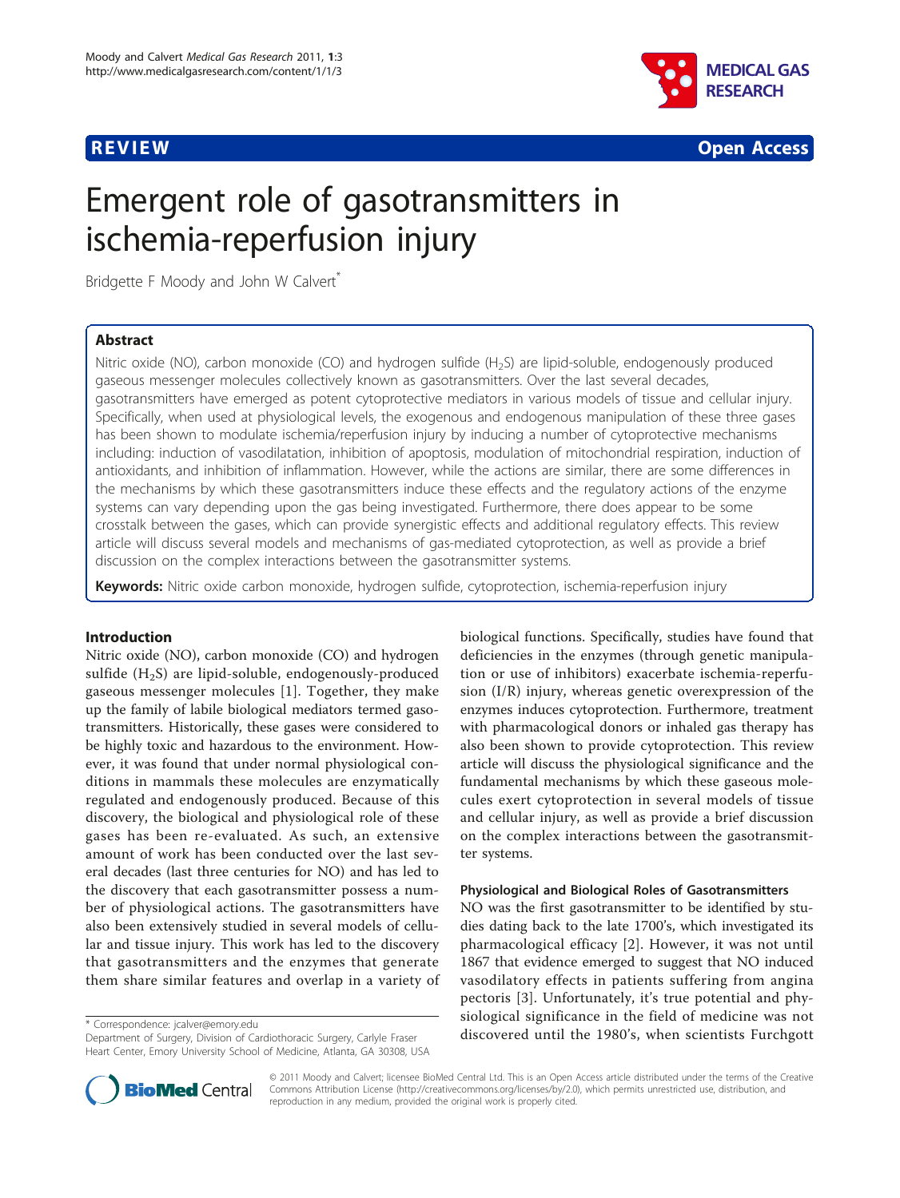**REVIEW** **Open Access**

# Emergent role of gasotransmitters in ischemia-reperfusion injury

Bridgette F Moody and John W Calvert*

## Abstract

Nitric oxide (NO), carbon monoxide (CO) and hydrogen sulfide ($H_2S$) are lipid-soluble, endogenously produced gaseous messenger molecules collectively known as gasotransmitters. Over the last several decades, gasotransmitters have emerged as potent cytoprotective mediators in various models of tissue and cellular injury. Specifically, when used at physiological levels, the exogenous and endogenous manipulation of these three gases has been shown to modulate ischemia/reperfusion injury by inducing a number of cytoprotective mechanisms including: induction of vasodilatation, inhibition of apoptosis, modulation of mitochondrial respiration, induction of antioxidants, and inhibition of inflammation. However, while the actions are similar, there are some differences in the mechanisms by which these gasotransmitters induce these effects and the regulatory actions of the enzyme systems can vary depending upon the gas being investigated. Furthermore, there does appear to be some crosstalk between the gases, which can provide synergistic effects and additional regulatory effects. This review article will discuss several models and mechanisms of gas-mediated cytoprotection, as well as provide a brief discussion on the complex interactions between the gasotransmitter systems.

**Keywords:** Nitric oxide carbon monoxide, hydrogen sulfide, cytoprotection, ischemia-reperfusion injury

## Introduction

Nitric oxide (NO), carbon monoxide (CO) and hydrogen sulfide ($H_2S$) are lipid-soluble, endogenously-produced gaseous messenger molecules [1]. Together, they make up the family of labile biological mediators termed gasotransmitters. Historically, these gases were considered to be highly toxic and hazardous to the environment. However, it was found that under normal physiological conditions in mammals these molecules are enzymatically regulated and endogenously produced. Because of this discovery, the biological and physiological role of these gases has been re-evaluated. As such, an extensive amount of work has been conducted over the last several decades (last three centuries for NO) and has led to the discovery that each gasotransmitter possess a number of physiological actions. The gasotransmitters have also been extensively studied in several models of cellular and tissue injury. This work has led to the discovery that gasotransmitters and the enzymes that generate them share similar features and overlap in a variety of biological functions. Specifically, studies have found that deficiencies in the enzymes (through genetic manipulation or use of inhibitors) exacerbate ischemia-reperfusion (I/R) injury, whereas genetic overexpression of the enzymes induces cytoprotection. Furthermore, treatment with pharmacological donors or inhaled gas therapy has also been shown to provide cytoprotection. This review article will discuss the physiological significance and the fundamental mechanisms by which these gaseous molecules exert cytoprotection in several models of tissue and cellular injury, as well as provide a brief discussion on the complex interactions between the gasotransmitter systems.

### Physiological and Biological Roles of Gasotransmitters

NO was the first gasotransmitter to be identified by studies dating back to the late 1700's, which investigated its pharmacological efficacy [2]. However, it was not until 1867 that evidence emerged to suggest that NO induced vasodilatory effects in patients suffering from angina pectoris [3]. Unfortunately, it's true potential and physiological significance in the field of medicine was not discovered until the 1980's, when scientists Furchgott

\* Correspondence: jcalver@emory.edu
Department of Surgery, Division of Cardiothoracic Surgery, Carlyle Fraser Heart Center, Emory University School of Medicine, Atlanta, GA 30308, USA

© 2011 Moody and Calvert; licensee BioMed Central Ltd. This is an Open Access article distributed under the terms of the Creative Commons Attribution License (http://creativecommons.org/licenses/by/2.0), which permits unrestricted use, distribution, and reproduction in any medium, provided the original work is properly cited.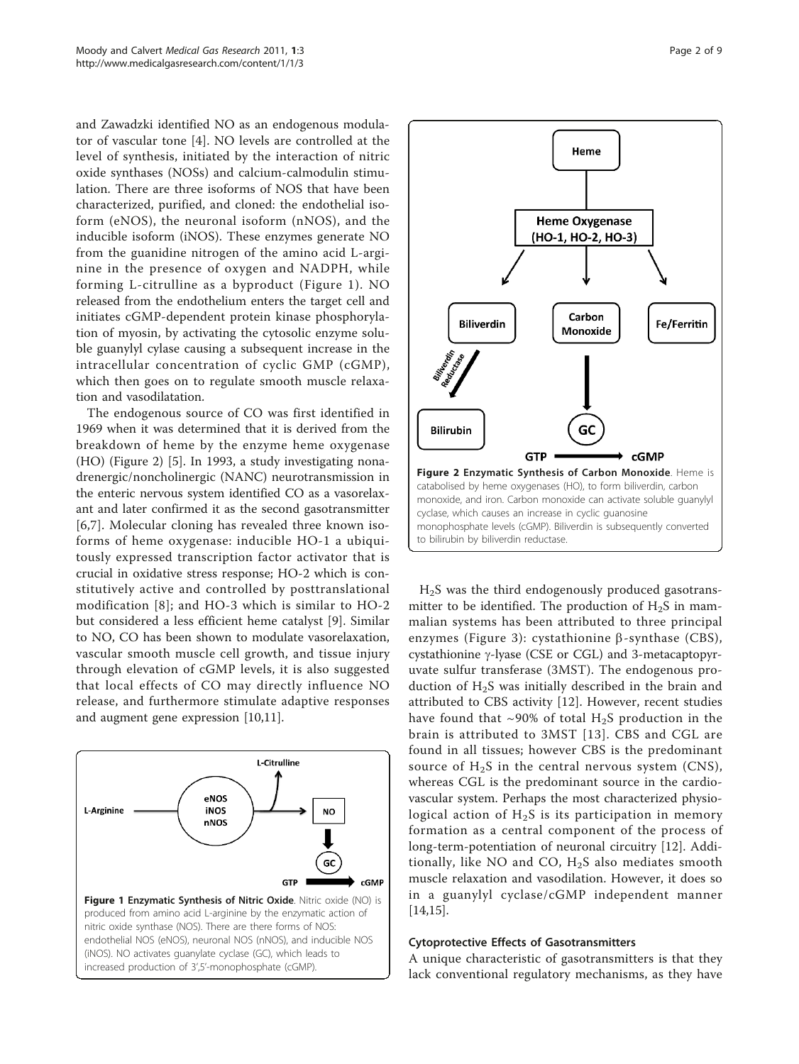and Zawadzki identified NO as an endogenous modulator of vascular tone [4]. NO levels are controlled at the level of synthesis, initiated by the interaction of nitric oxide synthases (NOSs) and calcium-calmodulin stimulation. There are three isoforms of NOS that have been characterized, purified, and cloned: the endothelial isoform (eNOS), the neuronal isoform (nNOS), and the inducible isoform (iNOS). These enzymes generate NO from the guanidine nitrogen of the amino acid L-arginine in the presence of oxygen and NADPH, while forming L-citrulline as a byproduct (Figure 1). NO released from the endothelium enters the target cell and initiates cGMP-dependent protein kinase phosphorylation of myosin, by activating the cytosolic enzyme soluble guanylyl cylase causing a subsequent increase in the intracellular concentration of cyclic GMP (cGMP), which then goes on to regulate smooth muscle relaxation and vasodilatation.

The endogenous source of CO was first identified in 1969 when it was determined that it is derived from the breakdown of heme by the enzyme heme oxygenase (HO) (Figure 2) [5]. In 1993, a study investigating nonadrenergic/noncholinergic (NANC) neurotransmission in the enteric nervous system identified CO as a vasorelaxant and later confirmed it as the second gasotransmitter [6,7]. Molecular cloning has revealed three known isoforms of heme oxygenase: inducible HO-1 a ubiquitously expressed transcription factor activator that is crucial in oxidative stress response; HO-2 which is constitutively active and controlled by posttranslational modification [8]; and HO-3 which is similar to HO-2 but considered a less efficient heme catalyst [9]. Similar to NO, CO has been shown to modulate vasorelaxation, vascular smooth muscle cell growth, and tissue injury through elevation of cGMP levels, it is also suggested that local effects of CO may directly influence NO release, and furthermore stimulate adaptive responses and augment gene expression [10,11].

**Figure 1 Enzymatic Synthesis of Nitric Oxide**. Nitric oxide (NO) is produced from amino acid L-arginine by the enzymatic action of nitric oxide synthase (NOS). There are there forms of NOS: endothelial NOS (eNOS), neuronal NOS (nNOS), and inducible NOS (iNOS). NO activates guanylate cyclase (GC), which leads to increased production of 3',5'-monophosphate (cGMP).

**Figure 2 Enzymatic Synthesis of Carbon Monoxide**. Heme is catabolised by heme oxygenases (HO), to form biliverdin, carbon monoxide, and iron. Carbon monoxide can activate soluble guanylyl cyclase, which causes an increase in cyclic guanosine monophosphate levels (cGMP). Biliverdin is subsequently converted to bilirubin by biliverdin reductase.

$H_2S$ was the third endogenously produced gasotransmitter to be identified. The production of $H_2S$ in mammalian systems has been attributed to three principal enzymes (Figure 3): cystathionine β-synthase (CBS), cystathionine γ-lyase (CSE or CGL) and 3-metacaptopyruvate sulfur transferase (3MST). The endogenous production of $H_2S$ was initially described in the brain and attributed to CBS activity [12]. However, recent studies have found that ~90% of total $H_2S$ production in the brain is attributed to 3MST [13]. CBS and CGL are found in all tissues; however CBS is the predominant source of $H_2S$ in the central nervous system (CNS), whereas CGL is the predominant source in the cardiovascular system. Perhaps the most characterized physiological action of $H_2S$ is its participation in memory formation as a central component of the process of long-term-potentiation of neuronal circuitry [12]. Additionally, like NO and CO, $H_2S$ also mediates smooth muscle relaxation and vasodilation. However, it does so in a guanylyl cyclase/cGMP independent manner [14,15].

### Cytoprotective Effects of Gasotransmitters

A unique characteristic of gasotransmitters is that they lack conventional regulatory mechanisms, as they have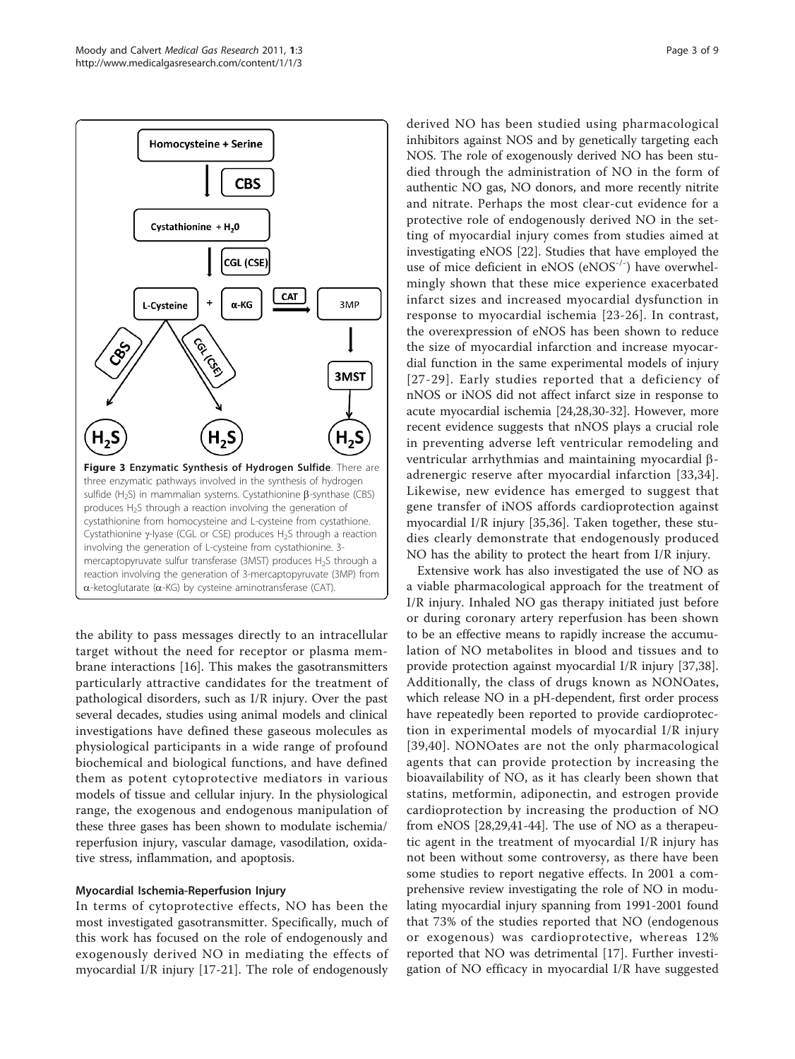Homocysteine + Serine

CBS

Cystathionine + $H_2O$

CGL (CSE)

L-Cysteine

+

α-KG

CAT

3MP

CBS

CGL (CSE)

3MST

$H_2S$

$H_2S$

$H_2S$

**Figure 3 Enzymatic Synthesis of Hydrogen Sulfide**. There are three enzymatic pathways involved in the synthesis of hydrogen sulfide ($H_2S$) in mammalian systems. Cystathionine β-synthase (CBS) produces $H_2S$ through a reaction involving the generation of cystathionine from homocysteine and L-cysteine from cystathione. Cystathionine γ-lyase (CGL or CSE) produces $H_2S$ through a reaction involving the generation of L-cysteine from cystathionine. 3-mercaptopyruvate sulfur transferase (3MST) produces $H_2S$ through a reaction involving the generation of 3-mercaptopyruvate (3MP) from α-ketoglutarate (α-KG) by cysteine aminotransferase (CAT).

the ability to pass messages directly to an intracellular target without the need for receptor or plasma membrane interactions [16]. This makes the gasotransmitters particularly attractive candidates for the treatment of pathological disorders, such as I/R injury. Over the past several decades, studies using animal models and clinical investigations have defined these gaseous molecules as physiological participants in a wide range of profound biochemical and biological functions, and have defined them as potent cytoprotective mediators in various models of tissue and cellular injury. In the physiological range, the exogenous and endogenous manipulation of these three gases has been shown to modulate ischemia/reperfusion injury, vascular damage, vasodilation, oxidative stress, inflammation, and apoptosis.

### Myocardial Ischemia-Reperfusion Injury

In terms of cytoprotective effects, NO has been the most investigated gasotransmitter. Specifically, much of this work has focused on the role of endogenously and exogenously derived NO in mediating the effects of myocardial I/R injury [17-21]. The role of endogenously derived NO has been studied using pharmacological inhibitors against NOS and by genetically targeting each NOS. The role of exogenously derived NO has been studied through the administration of NO in the form of authentic NO gas, NO donors, and more recently nitrite and nitrate. Perhaps the most clear-cut evidence for a protective role of endogenously derived NO in the setting of myocardial injury comes from studies aimed at investigating eNOS [22]. Studies that have employed the use of mice deficient in eNOS ($eNOS^{-/-}$) have overwhelmingly shown that these mice experience exacerbated infarct sizes and increased myocardial dysfunction in response to myocardial ischemia [23-26]. In contrast, the overexpression of eNOS has been shown to reduce the size of myocardial infarction and increase myocardial function in the same experimental models of injury [27-29]. Early studies reported that a deficiency of nNOS or iNOS did not affect infarct size in response to acute myocardial ischemia [24,28,30-32]. However, more recent evidence suggests that nNOS plays a crucial role in preventing adverse left ventricular remodeling and ventricular arrhythmias and maintaining myocardial β-adrenergic reserve after myocardial infarction [33,34]. Likewise, new evidence has emerged to suggest that gene transfer of iNOS affords cardioprotection against myocardial I/R injury [35,36]. Taken together, these studies clearly demonstrate that endogenously produced NO has the ability to protect the heart from I/R injury.

Extensive work has also investigated the use of NO as a viable pharmacological approach for the treatment of I/R injury. Inhaled NO gas therapy initiated just before or during coronary artery reperfusion has been shown to be an effective means to rapidly increase the accumulation of NO metabolites in blood and tissues and to provide protection against myocardial I/R injury [37,38]. Additionally, the class of drugs known as NONOates, which release NO in a pH-dependent, first order process have repeatedly been reported to provide cardioprotection in experimental models of myocardial I/R injury [39,40]. NONOates are not the only pharmacological agents that can provide protection by increasing the bioavailability of NO, as it has clearly been shown that statins, metformin, adiponectin, and estrogen provide cardioprotection by increasing the production of NO from eNOS [28,29,41-44]. The use of NO as a therapeutic agent in the treatment of myocardial I/R injury has not been without some controversy, as there have been some studies to report negative effects. In 2001 a comprehensive review investigating the role of NO in modulating myocardial injury spanning from 1991-2001 found that 73% of the studies reported that NO (endogenous or exogenous) was cardioprotective, whereas 12% reported that NO was detrimental [17]. Further investigation of NO efficacy in myocardial I/R have suggested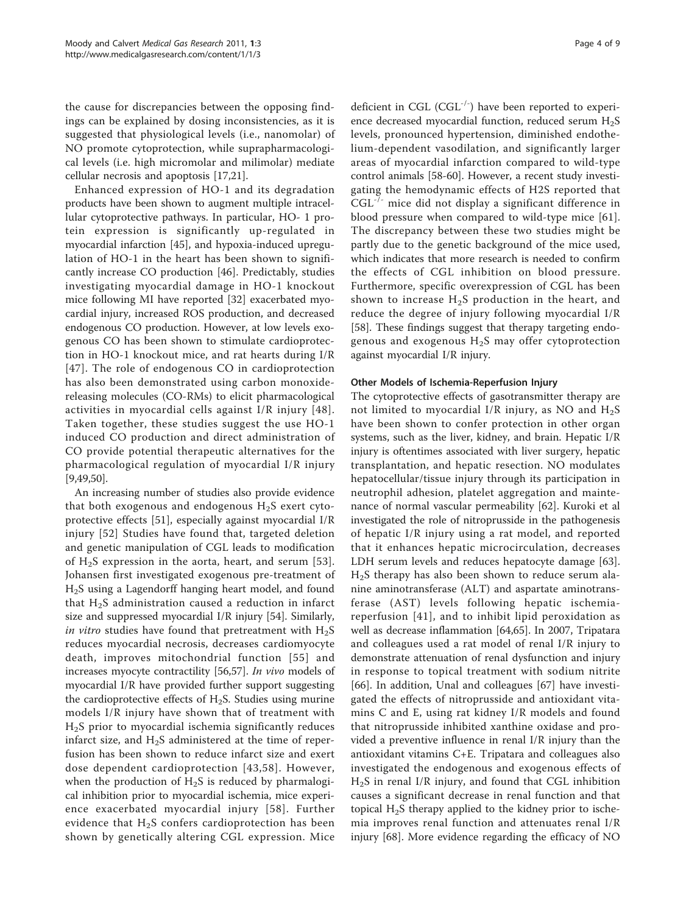the cause for discrepancies between the opposing findings can be explained by dosing inconsistencies, as it is suggested that physiological levels (i.e., nanomolar) of NO promote cytoprotection, while suprapharmacological levels (i.e. high micromolar and milimolar) mediate cellular necrosis and apoptosis [17,21].

Enhanced expression of HO-1 and its degradation products have been shown to augment multiple intracellular cytoprotective pathways. In particular, HO- 1 protein expression is significantly up-regulated in myocardial infarction [45], and hypoxia-induced upregulation of HO-1 in the heart has been shown to significantly increase CO production [46]. Predictably, studies investigating myocardial damage in HO-1 knockout mice following MI have reported [32] exacerbated myocardial injury, increased ROS production, and decreased endogenous CO production. However, at low levels exogenous CO has been shown to stimulate cardioprotection in HO-1 knockout mice, and rat hearts during I/R [47]. The role of endogenous CO in cardioprotection has also been demonstrated using carbon monoxide-releasing molecules (CO-RMs) to elicit pharmacological activities in myocardial cells against I/R injury [48]. Taken together, these studies suggest the use HO-1 induced CO production and direct administration of CO provide potential therapeutic alternatives for the pharmacological regulation of myocardial I/R injury [9,49,50].

An increasing number of studies also provide evidence that both exogenous and endogenous $H_2S$ exert cytoprotective effects [51], especially against myocardial I/R injury [52] Studies have found that, targeted deletion and genetic manipulation of CGL leads to modification of $H_2S$ expression in the aorta, heart, and serum [53]. Johansen first investigated exogenous pre-treatment of $H_2S$ using a Lagendorff hanging heart model, and found that $H_2S$ administration caused a reduction in infarct size and suppressed myocardial I/R injury [54]. Similarly, *in vitro* studies have found that pretreatment with $H_2S$ reduces myocardial necrosis, decreases cardiomyocyte death, improves mitochondrial function [55] and increases myocyte contractility [56,57]. *In vivo* models of myocardial I/R have provided further support suggesting the cardioprotective effects of $H_2S$. Studies using murine models I/R injury have shown that of treatment with $H_2S$ prior to myocardial ischemia significantly reduces infarct size, and $H_2S$ administered at the time of reperfusion has been shown to reduce infarct size and exert dose dependent cardioprotection [43,58]. However, when the production of $H_2S$ is reduced by pharmalogical inhibition prior to myocardial ischemia, mice experience exacerbated myocardial injury [58]. Further evidence that $H_2S$ confers cardioprotection has been shown by genetically altering CGL expression. Mice deficient in CGL ($CGL^{-/-}$) have been reported to experience decreased myocardial function, reduced serum $H_2S$ levels, pronounced hypertension, diminished endothelium-dependent vasodilation, and significantly larger areas of myocardial infarction compared to wild-type control animals [58-60]. However, a recent study investigating the hemodynamic effects of H2S reported that $CGL^{-/-}$ mice did not display a significant difference in blood pressure when compared to wild-type mice [61]. The discrepancy between these two studies might be partly due to the genetic background of the mice used, which indicates that more research is needed to confirm the effects of CGL inhibition on blood pressure. Furthermore, specific overexpression of CGL has been shown to increase $H_2S$ production in the heart, and reduce the degree of injury following myocardial I/R [58]. These findings suggest that therapy targeting endogenous and exogenous $H_2S$ may offer cytoprotection against myocardial I/R injury.

### Other Models of Ischemia-Reperfusion Injury

The cytoprotective effects of gasotransmitter therapy are not limited to myocardial I/R injury, as NO and $H_2S$ have been shown to confer protection in other organ systems, such as the liver, kidney, and brain. Hepatic I/R injury is oftentimes associated with liver surgery, hepatic transplantation, and hepatic resection. NO modulates hepatocellular/tissue injury through its participation in neutrophil adhesion, platelet aggregation and maintenance of normal vascular permeability [62]. Kuroki et al investigated the role of nitroprusside in the pathogenesis of hepatic I/R injury using a rat model, and reported that it enhances hepatic microcirculation, decreases LDH serum levels and reduces hepatocyte damage [63]. $H_2S$ therapy has also been shown to reduce serum alanine aminotransferase (ALT) and aspartate aminotransferase (AST) levels following hepatic ischemia-reperfusion [41], and to inhibit lipid peroxidation as well as decrease inflammation [64,65]. In 2007, Tripatara and colleagues used a rat model of renal I/R injury to demonstrate attenuation of renal dysfunction and injury in response to topical treatment with sodium nitrite [66]. In addition, Unal and colleagues [67] have investigated the effects of nitroprusside and antioxidant vitamins C and E, using rat kidney I/R models and found that nitroprusside inhibited xanthine oxidase and provided a preventive influence in renal I/R injury than the antioxidant vitamins C+E. Tripatara and colleagues also investigated the endogenous and exogenous effects of $H_2S$ in renal I/R injury, and found that CGL inhibition causes a significant decrease in renal function and that topical $H_2S$ therapy applied to the kidney prior to ischemia improves renal function and attenuates renal I/R injury [68]. More evidence regarding the efficacy of NO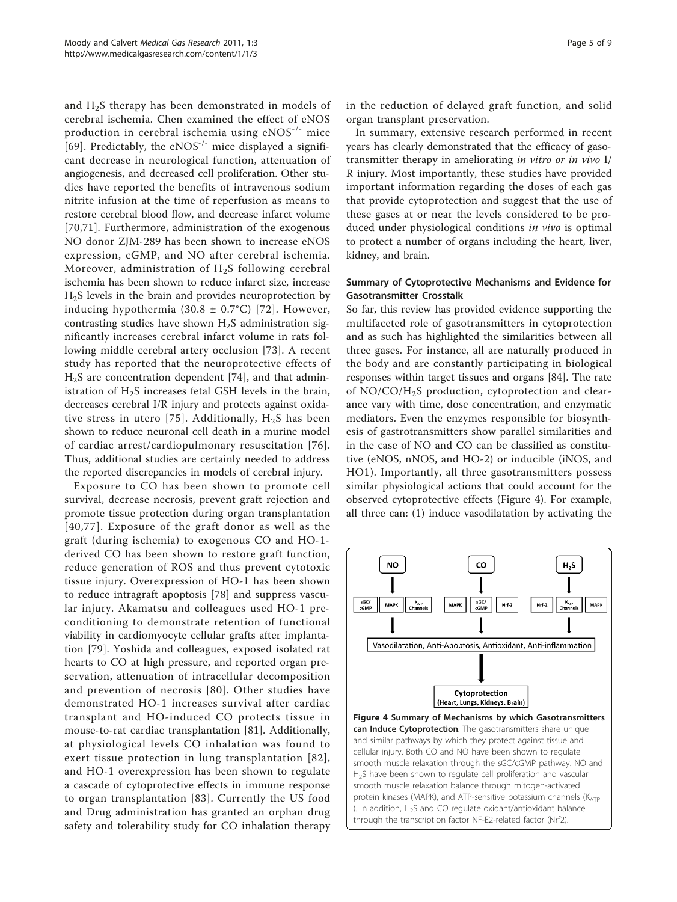and $H_2S$ therapy has been demonstrated in models of cerebral ischemia. Chen examined the effect of eNOS production in cerebral ischemia using $eNOS^{-/-}$ mice [69]. Predictably, the $eNOS^{-/-}$ mice displayed a significant decrease in neurological function, attenuation of angiogenesis, and decreased cell proliferation. Other studies have reported the benefits of intravenous sodium nitrite infusion at the time of reperfusion as means to restore cerebral blood flow, and decrease infarct volume [70,71]. Furthermore, administration of the exogenous NO donor ZJM-289 has been shown to increase eNOS expression, cGMP, and NO after cerebral ischemia. Moreover, administration of $H_2S$ following cerebral ischemia has been shown to reduce infarct size, increase $H_2S$ levels in the brain and provides neuroprotection by inducing hypothermia ($30.8 \pm 0.7°C$) [72]. However, contrasting studies have shown $H_2S$ administration significantly increases cerebral infarct volume in rats following middle cerebral artery occlusion [73]. A recent study has reported that the neuroprotective effects of $H_2S$ are concentration dependent [74], and that administration of $H_2S$ increases fetal GSH levels in the brain, decreases cerebral I/R injury and protects against oxidative stress in utero [75]. Additionally, $H_2S$ has been shown to reduce neuronal cell death in a murine model of cardiac arrest/cardiopulmonary resuscitation [76]. Thus, additional studies are certainly needed to address the reported discrepancies in models of cerebral injury.

Exposure to CO has been shown to promote cell survival, decrease necrosis, prevent graft rejection and promote tissue protection during organ transplantation [40,77]. Exposure of the graft donor as well as the graft (during ischemia) to exogenous CO and HO-1-derived CO has been shown to restore graft function, reduce generation of ROS and thus prevent cytotoxic tissue injury. Overexpression of HO-1 has been shown to reduce intragraft apoptosis [78] and suppress vascular injury. Akamatsu and colleagues used HO-1 preconditioning to demonstrate retention of functional viability in cardiomyocyte cellular grafts after implantation [79]. Yoshida and colleagues, exposed isolated rat hearts to CO at high pressure, and reported organ preservation, attenuation of intracellular decomposition and prevention of necrosis [80]. Other studies have demonstrated HO-1 increases survival after cardiac transplant and HO-induced CO protects tissue in mouse-to-rat cardiac transplantation [81]. Additionally, at physiological levels CO inhalation was found to exert tissue protection in lung transplantation [82], and HO-1 overexpression has been shown to regulate a cascade of cytoprotective effects in immune response to organ transplantation [83]. Currently the US food and Drug administration has granted an orphan drug safety and tolerability study for CO inhalation therapy in the reduction of delayed graft function, and solid organ transplant preservation.

In summary, extensive research performed in recent years has clearly demonstrated that the efficacy of gasotransmitter therapy in ameliorating *in vitro or in vivo* I/R injury. Most importantly, these studies have provided important information regarding the doses of each gas that provide cytoprotection and suggest that the use of these gases at or near the levels considered to be produced under physiological conditions *in vivo* is optimal to protect a number of organs including the heart, liver, kidney, and brain.

### Summary of Cytoprotective Mechanisms and Evidence for Gasotransmitter Crosstalk

So far, this review has provided evidence supporting the multifaceted role of gasotransmitters in cytoprotection and as such has highlighted the similarities between all three gases. For instance, all are naturally produced in the body and are constantly participating in biological responses within target tissues and organs [84]. The rate of NO/CO/$H_2S$ production, cytoprotection and clearance vary with time, dose concentration, and enzymatic mediators. Even the enzymes responsible for biosynthesis of gastrotransmitters show parallel similarities and in the case of NO and CO can be classified as constitutive (eNOS, nNOS, and HO-2) or inducible (iNOS, and HO1). Importantly, all three gasotransmitters possess similar physiological actions that could account for the observed cytoprotective effects (Figure 4). For example, all three can: (1) induce vasodilatation by activating the

**Figure 4 Summary of Mechanisms by which Gasotransmitters can Induce Cytoprotection**. The gasotransmitters share unique and similar pathways by which they protect against tissue and cellular injury. Both CO and NO have been shown to regulate smooth muscle relaxation through the sGC/cGMP pathway. NO and $H_2S$ have been shown to regulate cell proliferation and vascular smooth muscle relaxation balance through mitogen-activated protein kinases (MAPK), and ATP-sensitive potassium channels ($K_{ATP}$). In addition, $H_2S$ and CO regulate oxidant/antioxidant balance through the transcription factor NF-E2-related factor (Nrf2).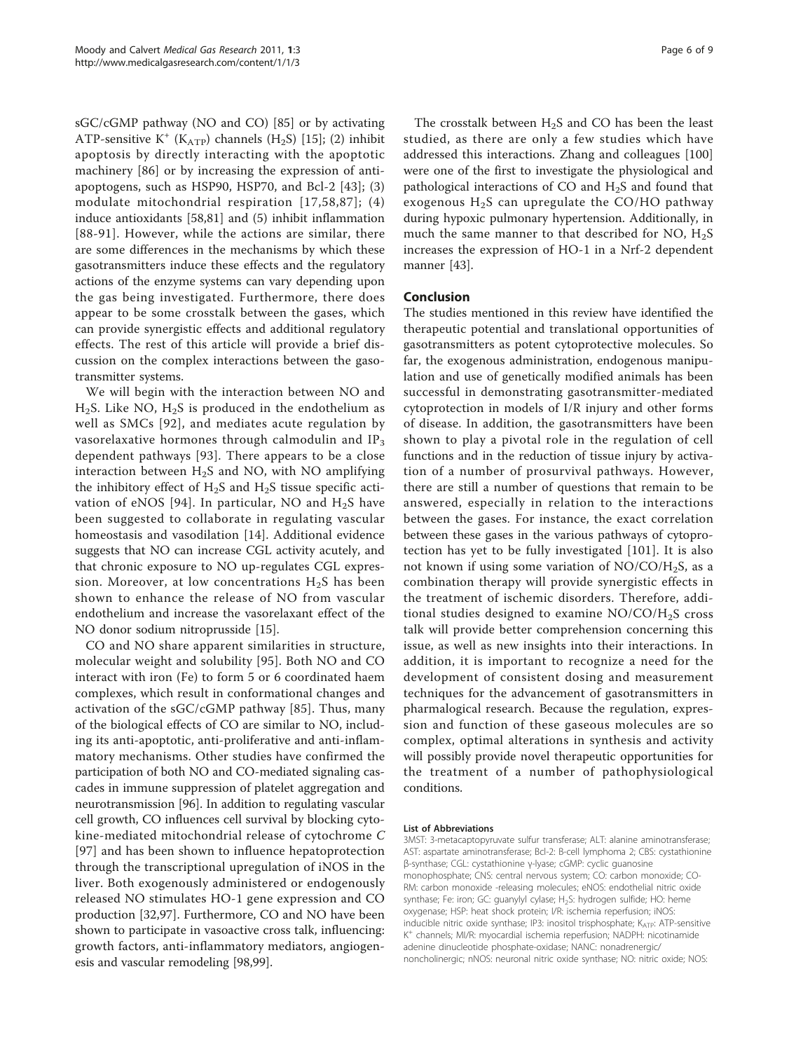sGC/cGMP pathway (NO and CO) [85] or by activating ATP-sensitive $K^+$ ($K_{ATP}$) channels ($H_2S$) [15]; (2) inhibit apoptosis by directly interacting with the apoptotic machinery [86] or by increasing the expression of anti-apoptogens, such as HSP90, HSP70, and Bcl-2 [43]; (3) modulate mitochondrial respiration [17,58,87]; (4) induce antioxidants [58,81] and (5) inhibit inflammation [88-91]. However, while the actions are similar, there are some differences in the mechanisms by which these gasotransmitters induce these effects and the regulatory actions of the enzyme systems can vary depending upon the gas being investigated. Furthermore, there does appear to be some crosstalk between the gases, which can provide synergistic effects and additional regulatory effects. The rest of this article will provide a brief discussion on the complex interactions between the gasotransmitter systems.

We will begin with the interaction between NO and $H_2S$. Like NO, $H_2S$ is produced in the endothelium as well as SMCs [92], and mediates acute regulation by vasorelaxative hormones through calmodulin and $IP_3$ dependent pathways [93]. There appears to be a close interaction between $H_2S$ and NO, with NO amplifying the inhibitory effect of $H_2S$ and $H_2S$ tissue specific activation of eNOS [94]. In particular, NO and $H_2S$ have been suggested to collaborate in regulating vascular homeostasis and vasodilation [14]. Additional evidence suggests that NO can increase CGL activity acutely, and that chronic exposure to NO up-regulates CGL expression. Moreover, at low concentrations $H_2S$ has been shown to enhance the release of NO from vascular endothelium and increase the vasorelaxant effect of the NO donor sodium nitroprusside [15].

CO and NO share apparent similarities in structure, molecular weight and solubility [95]. Both NO and CO interact with iron (Fe) to form 5 or 6 coordinated haem complexes, which result in conformational changes and activation of the sGC/cGMP pathway [85]. Thus, many of the biological effects of CO are similar to NO, including its anti-apoptotic, anti-proliferative and anti-inflammatory mechanisms. Other studies have confirmed the participation of both NO and CO-mediated signaling cascades in immune suppression of platelet aggregation and neurotransmission [96]. In addition to regulating vascular cell growth, CO influences cell survival by blocking cytokine-mediated mitochondrial release of cytochrome *C* [97] and has been shown to influence hepatoprotection through the transcriptional upregulation of iNOS in the liver. Both exogenously administered or endogenously released NO stimulates HO-1 gene expression and CO production [32,97]. Furthermore, CO and NO have been shown to participate in vasoactive cross talk, influencing: growth factors, anti-inflammatory mediators, angiogenesis and vascular remodeling [98,99].

The crosstalk between $H_2S$ and CO has been the least studied, as there are only a few studies which have addressed this interactions. Zhang and colleagues [100] were one of the first to investigate the physiological and pathological interactions of CO and $H_2S$ and found that exogenous $H_2S$ can upregulate the CO/HO pathway during hypoxic pulmonary hypertension. Additionally, in much the same manner to that described for NO, $H_2S$ increases the expression of HO-1 in a Nrf-2 dependent manner [43].

## Conclusion

The studies mentioned in this review have identified the therapeutic potential and translational opportunities of gasotransmitters as potent cytoprotective molecules. So far, the exogenous administration, endogenous manipulation and use of genetically modified animals has been successful in demonstrating gasotransmitter-mediated cytoprotection in models of I/R injury and other forms of disease. In addition, the gasotransmitters have been shown to play a pivotal role in the regulation of cell functions and in the reduction of tissue injury by activation of a number of prosurvival pathways. However, there are still a number of questions that remain to be answered, especially in relation to the interactions between the gases. For instance, the exact correlation between these gases in the various pathways of cytoprotection has yet to be fully investigated [101]. It is also not known if using some variation of NO/CO/$H_2S$, as a combination therapy will provide synergistic effects in the treatment of ischemic disorders. Therefore, additional studies designed to examine NO/CO/$H_2S$ cross talk will provide better comprehension concerning this issue, as well as new insights into their interactions. In addition, it is important to recognize a need for the development of consistent dosing and measurement techniques for the advancement of gasotransmitters in pharmacological research. Because the regulation, expression and function of these gaseous molecules are so complex, optimal alterations in synthesis and activity will possibly provide novel therapeutic opportunities for the treatment of a number of pathophysiological conditions.

#### List of Abbreviations

3MST: 3-metacaptopyruvate sulfur transferase; ALT: alanine aminotransferase; AST: aspartate aminotransferase; Bcl-2: B-cell lymphoma 2; CBS: cystathionine β-synthase; CGL: cystathionine γ-lyase; cGMP: cyclic guanosine monophosphate; CNS: central nervous system; CO: carbon monoxide; CO-RM: carbon monoxide -releasing molecules; eNOS: endothelial nitric oxide synthase; Fe: iron; GC: guanylyl cylase; $H_2S$: hydrogen sulfide; HO: heme oxygenase; HSP: heat shock protein; I/R: ischemia reperfusion; iNOS: inducible nitric oxide synthase; IP3: inositol trisphosphate; $K_{ATP}$: ATP-sensitive $K^+$ channels; MI/R: myocardial ischemia reperfusion; NADPH: nicotinamide adenine dinucleotide phosphate-oxidase; NANC: nonadrenergic/noncholinergic; nNOS: neuronal nitric oxide synthase; NO: nitric oxide; NOS: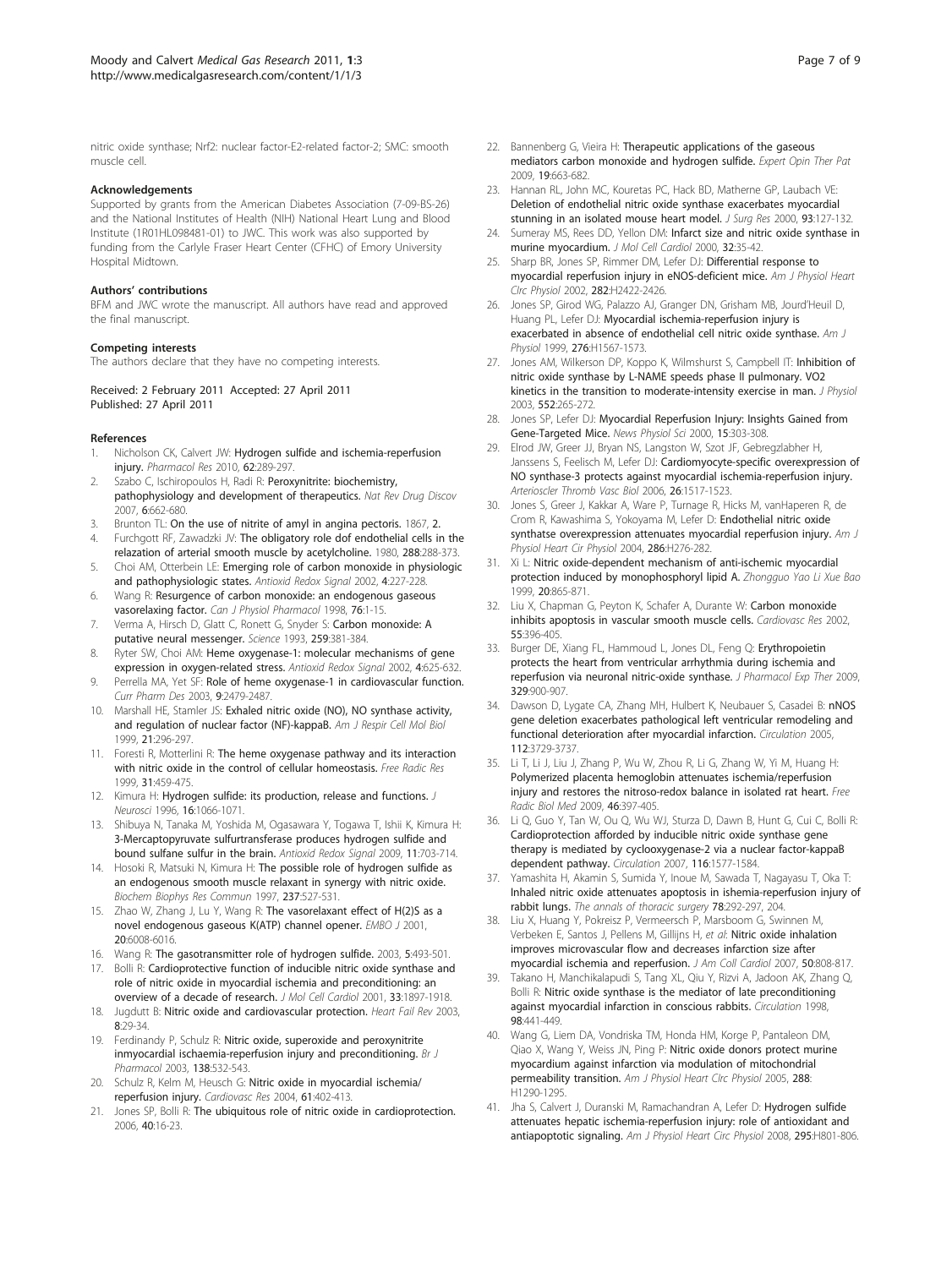nitric oxide synthase; Nrf2: nuclear factor-E2-related factor-2; SMC: smooth muscle cell.

#### Acknowledgements

Supported by grants from the American Diabetes Association (7-09-BS-26) and the National Institutes of Health (NIH) National Heart Lung and Blood Institute (1R01HL098481-01) to JWC. This work was also supported by funding from the Carlyle Fraser Heart Center (CFHC) of Emory University Hospital Midtown.

#### Authors' contributions

BFM and JWC wrote the manuscript. All authors have read and approved the final manuscript.

#### Competing interests

The authors declare that they have no competing interests.

Received: 2 February 2011 Accepted: 27 April 2011
Published: 27 April 2011

#### References

1. Nicholson CK, Calvert JW: **Hydrogen sulfide and ischemia-reperfusion injury.** *Pharmacol Res* 2010, **62**:289-297.
2. Szabo C, Ischiropoulos H, Radi R: **Peroxynitrite: biochemistry, pathophysiology and development of therapeutics.** *Nat Rev Drug Discov* 2007, **6**:662-680.
3. Brunton TL: **On the use of nitrite of amyl in angina pectoris.** 1867, **2**.
4. Furchgott RF, Zawadzki JV: **The obligatory role dof endothelial cells in the relazation of arterial smooth muscle by acetylcholine.** 1980, **288**:288-373.
5. Choi AM, Otterbein LE: **Emerging role of carbon monoxide in physiologic and pathophysiologic states.** *Antioxid Redox Signal* 2002, **4**:227-228.
6. Wang R: **Resurgence of carbon monoxide: an endogenous gaseous vasorelaxing factor.** *Can J Physiol Pharmacol* 1998, **76**:1-15.
7. Verma A, Hirsch D, Glatt C, Ronett G, Snyder S: **Carbon monoxide: A putative neural messenger.** *Science* 1993, **259**:381-384.
8. Ryter SW, Choi AM: **Heme oxygenase-1: molecular mechanisms of gene expression in oxygen-related stress.** *Antioxid Redox Signal* 2002, **4**:625-632.
9. Perrella MA, Yet SF: **Role of heme oxygenase-1 in cardiovascular function.** *Curr Pharm Des* 2003, **9**:2479-2487.
10. Marshall HE, Stamler JS: **Exhaled nitric oxide (NO), NO synthase activity, and regulation of nuclear factor (NF)-kappaB.** *Am J Respir Cell Mol Biol* 1999, **21**:296-297.
11. Foresti R, Motterlini R: **The heme oxygenase pathway and its interaction with nitric oxide in the control of cellular homeostasis.** *Free Radic Res* 1999, **31**:459-475.
12. Kimura H: **Hydrogen sulfide: its production, release and functions.** *J Neurosci* 1996, **16**:1066-1071.
13. Shibuya N, Tanaka M, Yoshida M, Ogasawara Y, Togawa T, Ishii K, Kimura H: **3-Mercaptopyruvate sulfurtransferase produces hydrogen sulfide and bound sulfane sulfur in the brain.** *Antioxid Redox Signal* 2009, **11**:703-714.
14. Hosoki R, Matsuki N, Kimura H: **The possible role of hydrogen sulfide as an endogenous smooth muscle relaxant in synergy with nitric oxide.** *Biochem Biophys Res Commun* 1997, **237**:527-531.
15. Zhao W, Zhang J, Lu Y, Wang R: **The vasorelaxant effect of H(2)S as a novel endogenous gaseous K(ATP) channel opener.** *EMBO J* 2001, **20**:6008-6016.
16. Wang R: **The gasotransmitter role of hydrogen sulfide.** 2003, **5**:493-501.
17. Bolli R: **Cardioprotective function of inducible nitric oxide synthase and role of nitric oxide in myocardial ischemia and preconditioning: an overview of a decade of research.** *J Mol Cell Cardiol* 2001, **33**:1897-1918.
18. Jugdutt B: **Nitric oxide and cardiovascular protection.** *Heart Fail Rev* 2003, **8**:29-34.
19. Ferdinandy P, Schulz R: **Nitric oxide, superoxide and peroxynitrite inmyocardial ischaemia-reperfusion injury and preconditioning.** *Br J Pharmacol* 2003, **138**:532-543.
20. Schulz R, Kelm M, Heusch G: **Nitric oxide in myocardial ischemia/reperfusion injury.** *Cardiovasc Res* 2004, **61**:402-413.
21. Jones SP, Bolli R: **The ubiquitous role of nitric oxide in cardioprotection.** 2006, **40**:16-23.
22. Bannenberg G, Vieira H: **Therapeutic applications of the gaseous mediators carbon monoxide and hydrogen sulfide.** *Expert Opin Ther Pat* 2009, **19**:663-682.
23. Hannan RL, John MC, Kouretas PC, Hack BD, Matherne GP, Laubach VE: **Deletion of endothelial nitric oxide synthase exacerbates myocardial stunning in an isolated mouse heart model.** *J Surg Res* 2000, **93**:127-132.
24. Sumeray MS, Rees DD, Yellon DM: **Infarct size and nitric oxide synthase in murine myocardium.** *J Mol Cell Cardiol* 2000, **32**:35-42.
25. Sharp BR, Jones SP, Rimmer DM, Lefer DJ: **Differential response to myocardial reperfusion injury in eNOS-deficient mice.** *Am J Physiol Heart Circ Physiol* 2002, **282**:H2422-2426.
26. Jones SP, Girod WG, Palazzo AJ, Granger DN, Grisham MB, Jourd'Heuil D, Huang PL, Lefer DJ: **Myocardial ischemia-reperfusion injury is exacerbated in absence of endothelial cell nitric oxide synthase.** *Am J Physiol* 1999, **276**:H1567-1573.
27. Jones AM, Wilkerson DP, Koppo K, Wilmshurst S, Campbell IT: **Inhibition of nitric oxide synthase by L-NAME speeds phase II pulmonary. VO2 kinetics in the transition to moderate-intensity exercise in man.** *J Physiol* 2003, **552**:265-272.
28. Jones SP, Lefer DJ: **Myocardial Reperfusion Injury: Insights Gained from Gene-Targeted Mice.** *News Physiol Sci* 2000, **15**:303-308.
29. Elrod JW, Greer JJ, Bryan NS, Langston W, Szot JF, Gebregzlabher H, Janssens S, Feelisch M, Lefer DJ: **Cardiomyocyte-specific overexpression of NO synthase-3 protects against myocardial ischemia-reperfusion injury.** *Arterioscler Thromb Vasc Biol* 2006, **26**:1517-1523.
30. Jones S, Greer J, Kakkar A, Ware P, Turnage R, Hicks M, vanHaperen R, de Crom R, Kawashima S, Yokoyama M, Lefer D: **Endothelial nitric oxide synthatse overexpression attenuates myocardial reperfusion injury.** *Am J Physiol Heart Cir Physiol* 2004, **286**:H276-282.
31. Xi L: **Nitric oxide-dependent mechanism of anti-ischemic myocardial protection induced by monophosphoryl lipid A.** *Zhongguo Yao Li Xue Bao* 1999, **20**:865-871.
32. Liu X, Chapman G, Peyton K, Schafer A, Durante W: **Carbon monoxide inhibits apoptosis in vascular smooth muscle cells.** *Cardiovasc Res* 2002, **55**:396-405.
33. Burger DE, Xiang FL, Hammoud L, Jones DL, Feng Q: **Erythropoietin protects the heart from ventricular arrhythmia during ischemia and reperfusion via neuronal nitric-oxide synthase.** *J Pharmacol Exp Ther* 2009, **329**:900-907.
34. Dawson D, Lygate CA, Zhang MH, Hulbert K, Neubauer S, Casadei B: **nNOS gene deletion exacerbates pathological left ventricular remodeling and functional deterioration after myocardial infarction.** *Circulation* 2005, **112**:3729-3737.
35. Li T, Li J, Liu J, Zhang P, Wu W, Zhou R, Li G, Zhang W, Yi M, Huang H: **Polymerized placenta hemoglobin attenuates ischemia/reperfusion injury and restores the nitroso-redox balance in isolated rat heart.** *Free Radic Biol Med* 2009, **46**:397-405.
36. Li Q, Guo Y, Tan W, Ou Q, Wu WJ, Sturza D, Dawn B, Hunt G, Cui C, Bolli R: **Cardioprotection afforded by inducible nitric oxide synthase gene therapy is mediated by cyclooxygenase-2 via a nuclear factor-kappaB dependent pathway.** *Circulation* 2007, **116**:1577-1584.
37. Yamashita H, Akamin S, Sumida Y, Inoue M, Sawada T, Nagayasu T, Oka T: **Inhaled nitric oxide attenuates apoptosis in ishemia-reperfusion injury of rabbit lungs.** *The annals of thoracic surgery* 78:292-297, 204.
38. Liu X, Huang Y, Pokreisz P, Vermeersch P, Marsboom G, Swinnen M, Verbeken E, Santos J, Pellens M, Gillijns H, *et al*: **Nitric oxide inhalation improves microvascular flow and decreases infarction size after myocardial ischemia and reperfusion.** *J Am Coll Cardiol* 2007, **50**:808-817.
39. Takano H, Manchikalapudi S, Tang XL, Qiu Y, Rizvi A, Jadoon AK, Zhang Q, Bolli R: **Nitric oxide synthase is the mediator of late preconditioning against myocardial infarction in conscious rabbits.** *Circulation* 1998, **98**:441-449.
40. Wang G, Liem DA, Vondriska TM, Honda HM, Korge P, Pantaleon DM, Qiao X, Wang Y, Weiss JN, Ping P: **Nitric oxide donors protect murine myocardium against infarction via modulation of mitochondrial permeability transition.** *Am J Physiol Heart Circ Physiol* 2005, **288**:H1290-1295.
41. Jha S, Calvert J, Duranski M, Ramachandran A, Lefer D: **Hydrogen sulfide attenuates hepatic ischemia-reperfusion injury: role of antioxidant and antiapoptotic signaling.** *Am J Physiol Heart Circ Physiol* 2008, **295**:H801-806.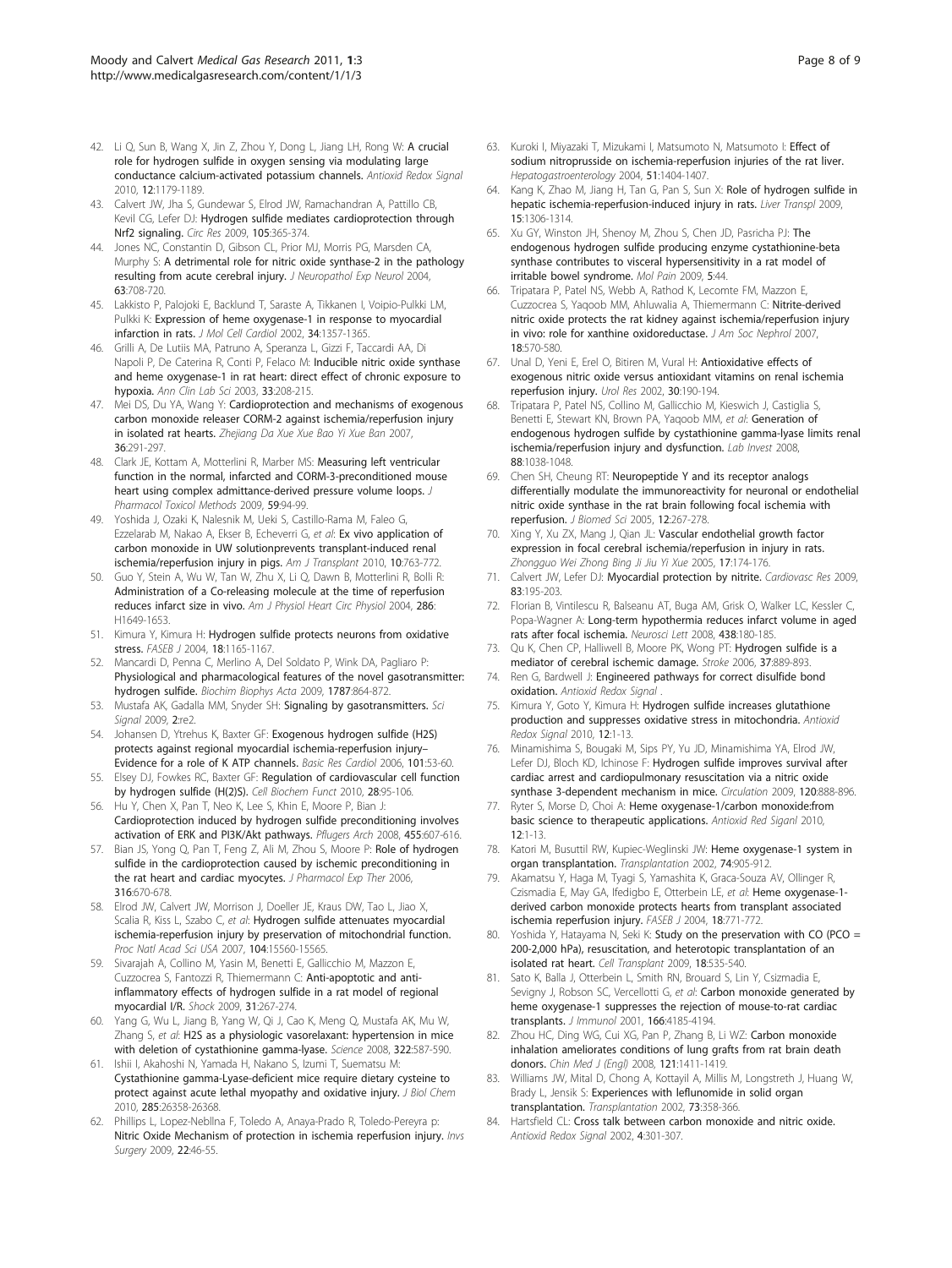42. Li Q, Sun B, Wang X, Jin Z, Zhou Y, Dong L, Jiang LH, Rong W: A crucial role for hydrogen sulfide in oxygen sensing via modulating large conductance calcium-activated potassium channels. *Antioxid Redox Signal* 2010, 12:1179-1189.
43. Calvert JW, Jha S, Gundewar S, Elrod JW, Ramachandran A, Pattillo CB, Kevil CG, Lefer DJ: Hydrogen sulfide mediates cardioprotection through Nrf2 signaling. *Circ Res* 2009, 105:365-374.
44. Jones NC, Constantin D, Gibson CL, Prior MJ, Morris PG, Marsden CA, Murphy S: A detrimental role for nitric oxide synthase-2 in the pathology resulting from acute cerebral injury. *J Neuropathol Exp Neurol* 2004, 63:708-720.
45. Lakkisto P, Palojoki E, Backlund T, Saraste A, Tikkanen I, Voipio-Pulkki LM, Pulkki K: Expression of heme oxygenase-1 in response to myocardial infarction in rats. *J Mol Cell Cardiol* 2002, 34:1357-1365.
46. Grilli A, De Lutiis MA, Patruno A, Speranza L, Gizzi F, Taccardi AA, Di Napoli P, De Caterina R, Conti P, Felaco M: Inducible nitric oxide synthase and heme oxygenase-1 in rat heart: direct effect of chronic exposure to hypoxia. *Ann Clin Lab Sci* 2003, 33:208-215.
47. Mei DS, Du YA, Wang Y: Cardioprotection and mechanisms of exogenous carbon monoxide releaser CORM-2 against ischemia/reperfusion injury in isolated rat hearts. *Zhejiang Da Xue Xue Bao Yi Xue Ban* 2007, 36:291-297.
48. Clark JE, Kottam A, Motterlini R, Marber MS: Measuring left ventricular function in the normal, infarcted and CORM-3-preconditioned mouse heart using complex admittance-derived pressure volume loops. *J Pharmacol Toxicol Methods* 2009, 59:94-99.
49. Yoshida J, Ozaki K, Nalesnik M, Ueki S, Castillo-Rama M, Faleo G, Ezzelarab M, Nakao A, Ekser B, Echeverri G, *et al*: Ex vivo application of carbon monoxide in UW solutionprevents transplant-induced renal ischemia/reperfusion injury in pigs. *Am J Transplant* 2010, 10:763-772.
50. Guo Y, Stein A, Wu W, Tan W, Zhu X, Li Q, Dawn B, Motterlini R, Bolli R: Administration of a Co-releasing molecule at the time of reperfusion reduces infarct size in vivo. *Am J Physiol Heart Circ Physiol* 2004, 286: H1649-1653.
51. Kimura Y, Kimura H: Hydrogen sulfide protects neurons from oxidative stress. *FASEB J* 2004, 18:1165-1167.
52. Mancardi D, Penna C, Merlino A, Del Soldato P, Wink DA, Pagliaro P: Physiological and pharmacological features of the novel gasotransmitter: hydrogen sulfide. *Biochim Biophys Acta* 2009, 1787:864-872.
53. Mustafa AK, Gadalla MM, Snyder SH: Signaling by gasotransmitters. *Sci Signal* 2009, 2:re2.
54. Johansen D, Ytrehus K, Baxter GF: Exogenous hydrogen sulfide (H2S) protects against regional myocardial ischemia-reperfusion injury–Evidence for a role of K ATP channels. *Basic Res Cardiol* 2006, 101:53-60.
55. Elsey DJ, Fowkes RC, Baxter GF: Regulation of cardiovascular cell function by hydrogen sulfide (H(2)S). *Cell Biochem Funct* 2010, 28:95-106.
56. Hu Y, Chen X, Pan T, Neo K, Lee S, Khin E, Moore P, Bian J: Cardioprotection induced by hydrogen sulfide preconditioning involves activation of ERK and PI3K/Akt pathways. *Pflugers Arch* 2008, 455:607-616.
57. Bian JS, Yong Q, Pan T, Feng Z, Ali M, Zhou S, Moore P: Role of hydrogen sulfide in the cardioprotection caused by ischemic preconditioning in the rat heart and cardiac myocytes. *J Pharmacol Exp Ther* 2006, 316:670-678.
58. Elrod JW, Calvert JW, Morrison J, Doeller JE, Kraus DW, Tao L, Jiao X, Scalia R, Kiss L, Szabo C, *et al*: Hydrogen sulfide attenuates myocardial ischemia-reperfusion injury by preservation of mitochondrial function. *Proc Natl Acad Sci USA* 2007, 104:15560-15565.
59. Sivarajah A, Collino M, Yasin M, Benetti E, Gallicchio M, Mazzon E, Cuzzocrea S, Fantozzi R, Thiemermann C: Anti-apoptotic and anti-inflammatory effects of hydrogen sulfide in a rat model of regional myocardial I/R. *Shock* 2009, 31:267-274.
60. Yang G, Wu L, Jiang B, Yang W, Qi J, Cao K, Meng Q, Mustafa AK, Mu W, Zhang S, *et al*: H2S as a physiologic vasorelaxant: hypertension in mice with deletion of cystathionine gamma-lyase. *Science* 2008, 322:587-590.
61. Ishii I, Akahoshi N, Yamada H, Nakano S, Izumi T, Suematsu M: Cystathionine gamma-Lyase-deficient mice require dietary cysteine to protect against acute lethal myopathy and oxidative injury. *J Biol Chem* 2010, 285:26358-26368.
62. Phillips L, Lopez-Nebllna F, Toledo A, Anaya-Prado R, Toledo-Pereyra p: Nitric Oxide Mechanism of protection in ischemia reperfusion injury. *Invs Surgery* 2009, 22:46-55.
63. Kuroki I, Miyazaki T, Mizukami I, Matsumoto N, Matsumoto I: Effect of sodium nitroprusside on ischemia-reperfusion injuries of the rat liver. *Hepatogastroenterology* 2004, 51:1404-1407.
64. Kang K, Zhao M, Jiang H, Tan G, Pan S, Sun X: Role of hydrogen sulfide in hepatic ischemia-reperfusion-induced injury in rats. *Liver Transpl* 2009, 15:1306-1314.
65. Xu GY, Winston JH, Shenoy M, Zhou S, Chen JD, Pasricha PJ: The endogenous hydrogen sulfide producing enzyme cystathionine-beta synthase contributes to visceral hypersensitivity in a rat model of irritable bowel syndrome. *Mol Pain* 2009, 5:44.
66. Tripatara P, Patel NS, Webb A, Rathod K, Lecomte FM, Mazzon E, Cuzzocrea S, Yaqoob MM, Ahluwalia A, Thiemermann C: Nitrite-derived nitric oxide protects the rat kidney against ischemia/reperfusion injury in vivo: role for xanthine oxidoreductase. *J Am Soc Nephrol* 2007, 18:570-580.
67. Unal D, Yeni E, Erel O, Bitiren M, Vural H: Antioxidative effects of exogenous nitric oxide versus antioxidant vitamins on renal ischemia reperfusion injury. *Urol Res* 2002, 30:190-194.
68. Tripatara P, Patel NS, Collino M, Gallicchio M, Kieswich J, Castiglia S, Benetti E, Stewart KN, Brown PA, Yaqoob MM, *et al*: Generation of endogenous hydrogen sulfide by cystathionine gamma-lyase limits renal ischemia/reperfusion injury and dysfunction. *Lab Invest* 2008, 88:1038-1048.
69. Chen SH, Cheung RT: Neuropeptide Y and its receptor analogs differentially modulate the immunoreactivity for neuronal or endothelial nitric oxide synthase in the rat brain following focal ischemia with reperfusion. *J Biomed Sci* 2005, 12:267-278.
70. Xing Y, Xu ZX, Mang J, Qian JL: Vascular endothelial growth factor expression in focal cerebral ischemia/reperfusion in injury in rats. *Zhongguo Wei Zhong Bing Ji Jiu Yi Xue* 2005, 17:174-176.
71. Calvert JW, Lefer DJ: Myocardial protection by nitrite. *Cardiovasc Res* 2009, 83:195-203.
72. Florian B, Vintilescu R, Balseanu AT, Buga AM, Grisk O, Walker LC, Kessler C, Popa-Wagner A: Long-term hypothermia reduces infarct volume in aged rats after focal ischemia. *Neurosci Lett* 2008, 438:180-185.
73. Qu K, Chen CP, Halliwell B, Moore PK, Wong PT: Hydrogen sulfide is a mediator of cerebral ischemic damage. *Stroke* 2006, 37:889-893.
74. Ren G, Bardwell J: Engineered pathways for correct disulfide bond oxidation. *Antioxid Redox Signal* .
75. Kimura Y, Goto Y, Kimura H: Hydrogen sulfide increases glutathione production and suppresses oxidative stress in mitochondria. *Antioxid Redox Signal* 2010, 12:1-13.
76. Minamishima S, Bougaki M, Sips PY, Yu JD, Minamishima YA, Elrod JW, Lefer DJ, Bloch KD, Ichinose F: Hydrogen sulfide improves survival after cardiac arrest and cardiopulmonary resuscitation via a nitric oxide synthase 3-dependent mechanism in mice. *Circulation* 2009, 120:888-896.
77. Ryter S, Morse D, Choi A: Heme oxygenase-1/carbon monoxide:from basic science to therapeutic applications. *Antioxid Red Siganl* 2010, 12:1-13.
78. Katori M, Busuttil RW, Kupiec-Weglinski JW: Heme oxygenase-1 system in organ transplantation. *Transplantation* 2002, 74:905-912.
79. Akamatsu Y, Haga M, Tyagi S, Yamashita K, Graca-Souza AV, Ollinger R, Czismadia E, May GA, Ifedigbo E, Otterbein LE, *et al*: Heme oxygenase-1-derived carbon monoxide protects hearts from transplant associated ischemia reperfusion injury. *FASEB J* 2004, 18:771-772.
80. Yoshida Y, Hatayama N, Seki K: Study on the preservation with CO (PCO = 200-2,000 hPa), resuscitation, and heterotopic transplantation of an isolated rat heart. *Cell Transplant* 2009, 18:535-540.
81. Sato K, Balla J, Otterbein L, Smith RN, Brouard S, Lin Y, Csizmadia E, Sevigny J, Robson SC, Vercellotti G, *et al*: Carbon monoxide generated by heme oxygenase-1 suppresses the rejection of mouse-to-rat cardiac transplants. *J Immunol* 2001, 166:4185-4194.
82. Zhou HC, Ding WG, Cui XG, Pan P, Zhang B, Li WZ: Carbon monoxide inhalation ameliorates conditions of lung grafts from rat brain death donors. *Chin Med J (Engl)* 2008, 121:1411-1419.
83. Williams JW, Mital D, Chong A, Kottayil A, Millis M, Longstreth J, Huang W, Brady L, Jensik S: Experiences with leflunomide in solid organ transplantation. *Transplantation* 2002, 73:358-366.
84. Hartsfield CL: Cross talk between carbon monoxide and nitric oxide. *Antioxid Redox Signal* 2002, 4:301-307.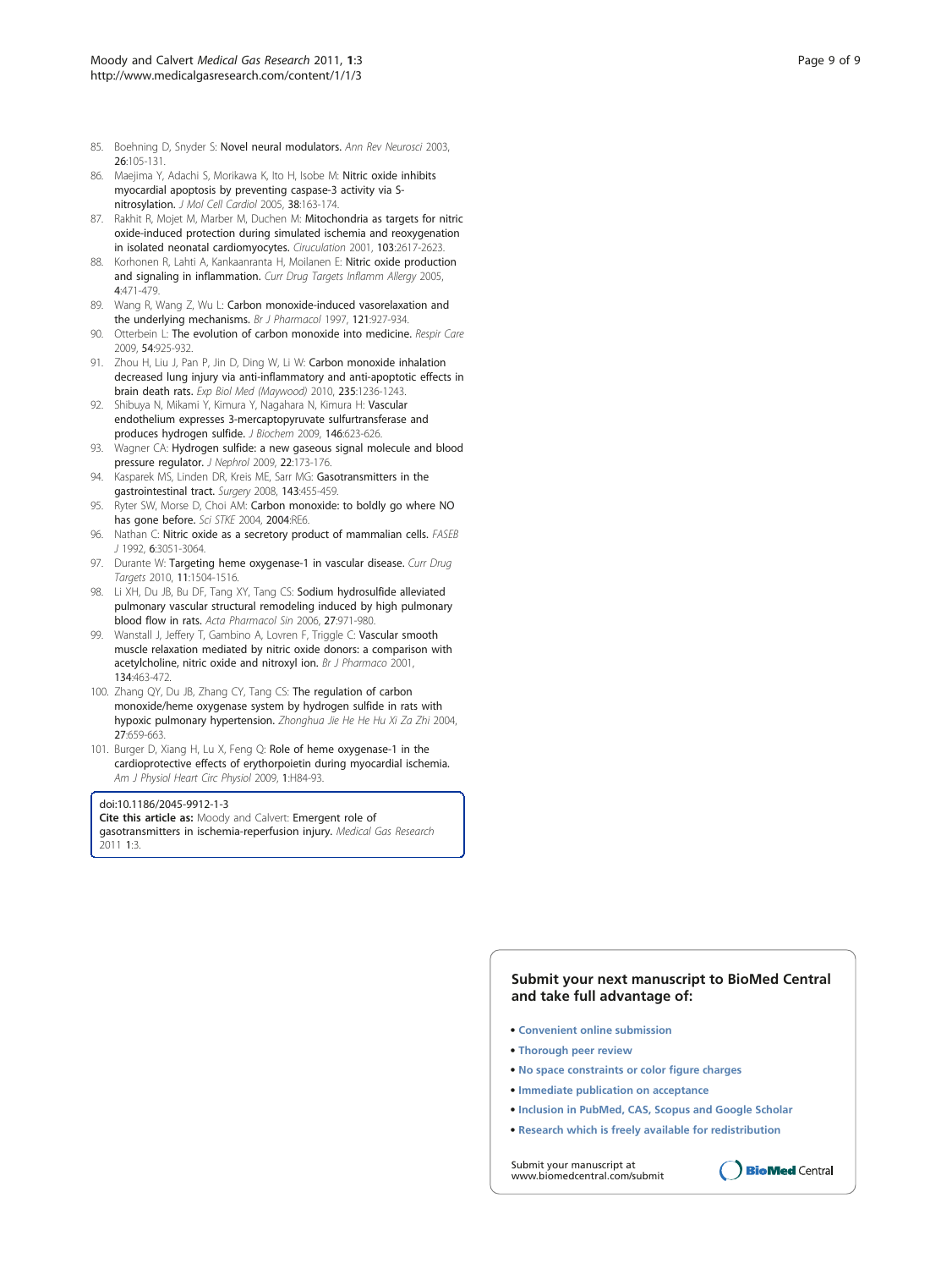85. Boehning D, Snyder S: **Novel neural modulators.** *Ann Rev Neurosci* 2003, **26**:105-131.
86. Maejima Y, Adachi S, Morikawa K, Ito H, Isobe M: **Nitric oxide inhibits myocardial apoptosis by preventing caspase-3 activity via S-nitrosylation.** *J Mol Cell Cardiol* 2005, **38**:163-174.
87. Rakhit R, Mojet M, Marber M, Duchen M: **Mitochondria as targets for nitric oxide-induced protection during simulated ischemia and reoxygenation in isolated neonatal cardiomyocytes.** *Ciruculation* 2001, **103**:2617-2623.
88. Korhonen R, Lahti A, Kankaanranta H, Moilanen E: **Nitric oxide production and signaling in inflammation.** *Curr Drug Targets Inflamm Allergy* 2005, **4**:471-479.
89. Wang R, Wang Z, Wu L: **Carbon monoxide-induced vasorelaxation and the underlying mechanisms.** *Br J Pharmacol* 1997, **121**:927-934.
90. Otterbein L: **The evolution of carbon monoxide into medicine.** *Respir Care* 2009, **54**:925-932.
91. Zhou H, Liu J, Pan P, Jin D, Ding W, Li W: **Carbon monoxide inhalation decreased lung injury via anti-inflammatory and anti-apoptotic effects in brain death rats.** *Exp Biol Med (Maywood)* 2010, **235**:1236-1243.
92. Shibuya N, Mikami Y, Kimura Y, Nagahara N, Kimura H: **Vascular endothelium expresses 3-mercaptopyruvate sulfurtransferase and produces hydrogen sulfide.** *J Biochem* 2009, **146**:623-626.
93. Wagner CA: **Hydrogen sulfide: a new gaseous signal molecule and blood pressure regulator.** *J Nephrol* 2009, **22**:173-176.
94. Kasparek MS, Linden DR, Kreis ME, Sarr MG: **Gasotransmitters in the gastrointestinal tract.** *Surgery* 2008, **143**:455-459.
95. Ryter SW, Morse D, Choi AM: **Carbon monoxide: to boldly go where NO has gone before.** *Sci STKE* 2004, **2004**:RE6.
96. Nathan C: **Nitric oxide as a secretory product of mammalian cells.** *FASEB J* 1992, **6**:3051-3064.
97. Durante W: **Targeting heme oxygenase-1 in vascular disease.** *Curr Drug Targets* 2010, **11**:1504-1516.
98. Li XH, Du JB, Bu DF, Tang XY, Tang CS: **Sodium hydrosulfide alleviated pulmonary vascular structural remodeling induced by high pulmonary blood flow in rats.** *Acta Pharmacol Sin* 2006, **27**:971-980.
99. Wanstall J, Jeffery T, Gambino A, Lovren F, Triggle C: **Vascular smooth muscle relaxation mediated by nitric oxide donors: a comparison with acetylcholine, nitric oxide and nitroxyl ion.** *Br J Pharmaco* 2001, **134**:463-472.
100. Zhang QY, Du JB, Zhang CY, Tang CS: **The regulation of carbon monoxide/heme oxygenase system by hydrogen sulfide in rats with hypoxic pulmonary hypertension.** *Zhonghua Jie He He Hu Xi Za Zhi* 2004, **27**:659-663.
101. Burger D, Xiang H, Lu X, Feng Q: **Role of heme oxygenase-1 in the cardioprotective effects of erythorpoietin during myocardial ischemia.** *Am J Physiol Heart Circ Physiol* 2009, **1**:H84-93.

doi:10.1186/2045-9912-1-3
**Cite this article as:** Moody and Calvert: **Emergent role of gasotransmitters in ischemia-reperfusion injury.** *Medical Gas Research* 2011 **1**:3.

**Submit your next manuscript to BioMed Central and take full advantage of:**

- **Convenient online submission**
- **Thorough peer review**
- **No space constraints or color figure charges**
- **Immediate publication on acceptance**
- **Inclusion in PubMed, CAS, Scopus and Google Scholar**
- **Research which is freely available for redistribution**

Submit your manuscript at
www.biomedcentral.com/submit

BioMed Central